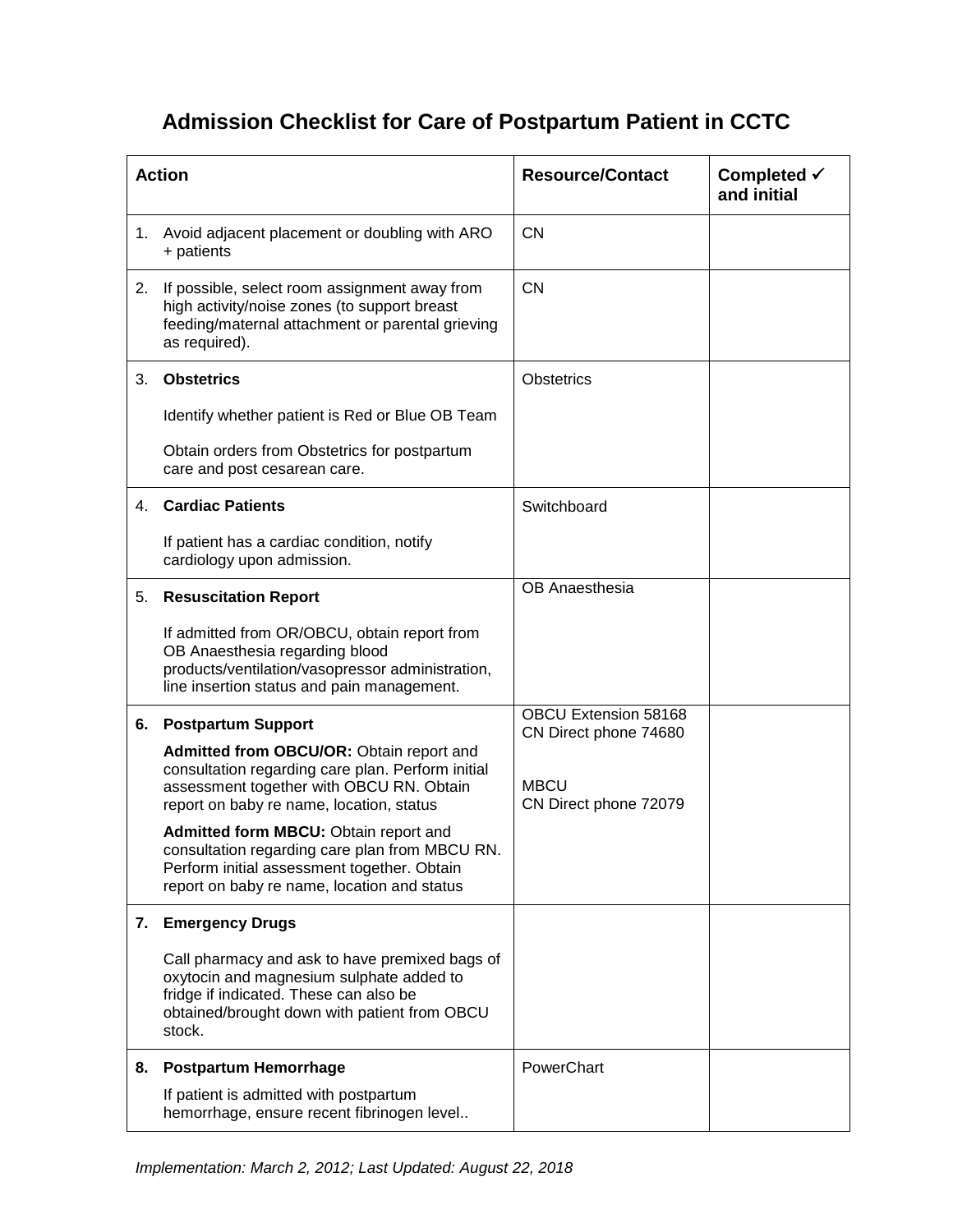# Admission Checklist for Care of Postpartum Patient in CCTC

| Action | Resource/Contact | Completed ✓ and initial |
|---|---|---|
| 1. Avoid adjacent placement or doubling with ARO + patients | CN | |
| 2. If possible, select room assignment away from high activity/noise zones (to support breast feeding/maternal attachment or parental grieving as required). | CN | |
| 3. **Obstetrics**<br><br>Identify whether patient is Red or Blue OB Team<br><br>Obtain orders from Obstetrics for postpartum care and post cesarean care. | Obstetrics | |
| 4. **Cardiac Patients**<br><br>If patient has a cardiac condition, notify cardiology upon admission. | Switchboard | |
| 5. **Resuscitation Report**<br><br>If admitted from OR/OBCU, obtain report from OB Anaesthesia regarding blood products/ventilation/vasopressor administration, line insertion status and pain management. | OB Anaesthesia | |
| **6. Postpartum Support**<br><br>**Admitted from OBCU/OR:** Obtain report and consultation regarding care plan. Perform initial assessment together with OBCU RN. Obtain report on baby re name, location, status<br><br>**Admitted form MBCU:** Obtain report and consultation regarding care plan from MBCU RN. Perform initial assessment together. Obtain report on baby re name, location and status | OBCU Extension 58168<br>CN Direct phone 74680<br><br>MBCU<br>CN Direct phone 72079 | |
| **7. Emergency Drugs**<br><br>Call pharmacy and ask to have premixed bags of oxytocin and magnesium sulphate added to fridge if indicated. These can also be obtained/brought down with patient from OBCU stock. | | |
| **8. Postpartum Hemorrhage**<br><br>If patient is admitted with postpartum hemorrhage, ensure recent fibrinogen level.. | PowerChart | |

*Implementation: March 2, 2012; Last Updated: August 22, 2018*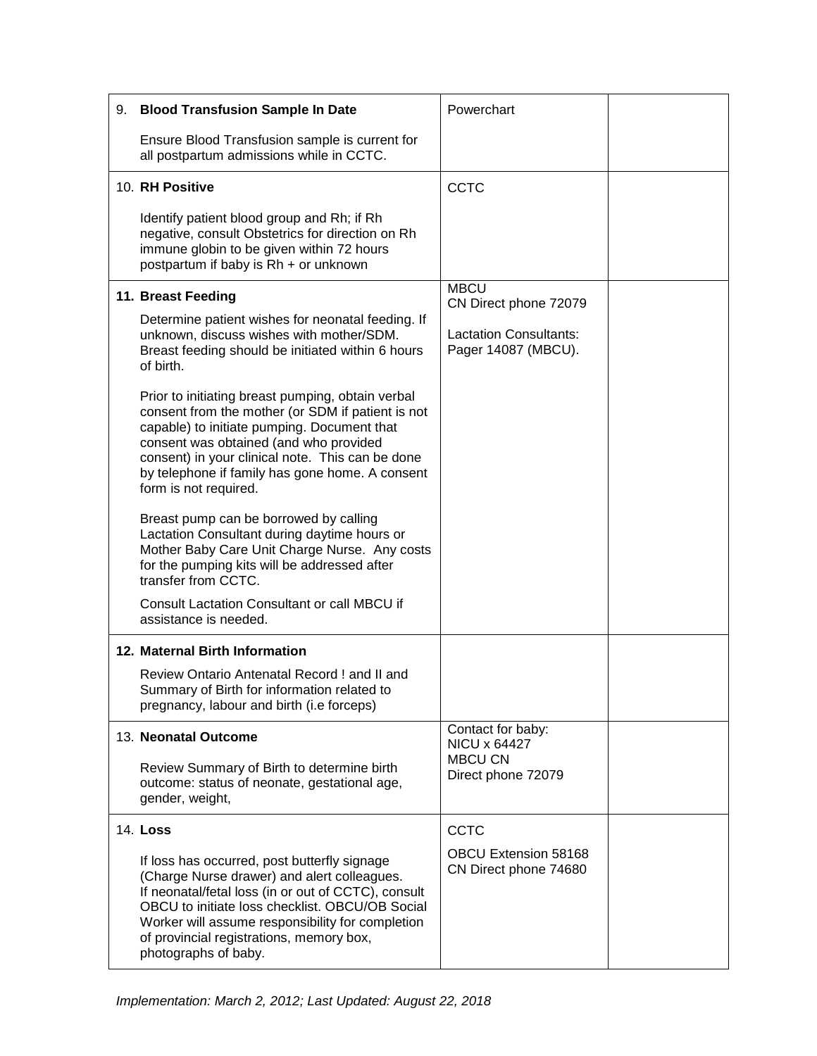| | | |
|---|---|---|
| 9. **Blood Transfusion Sample In Date**<br><br>Ensure Blood Transfusion sample is current for all postpartum admissions while in CCTC. | Powerchart | |
| 10. **RH Positive**<br><br>Identify patient blood group and Rh; if Rh negative, consult Obstetrics for direction on Rh immune globin to be given within 72 hours postpartum if baby is Rh + or unknown | CCTC | |
| 11. **Breast Feeding**<br><br>Determine patient wishes for neonatal feeding. If unknown, discuss wishes with mother/SDM. Breast feeding should be initiated within 6 hours of birth.<br><br>Prior to initiating breast pumping, obtain verbal consent from the mother (or SDM if patient is not capable) to initiate pumping. Document that consent was obtained (and who provided consent) in your clinical note. This can be done by telephone if family has gone home. A consent form is not required.<br><br>Breast pump can be borrowed by calling Lactation Consultant during daytime hours or Mother Baby Care Unit Charge Nurse. Any costs for the pumping kits will be addressed after transfer from CCTC.<br><br>Consult Lactation Consultant or call MBCU if assistance is needed. | MBCU<br>CN Direct phone 72079<br><br>Lactation Consultants: Pager 14087 (MBCU). | |
| 12. **Maternal Birth Information**<br><br>Review Ontario Antenatal Record ! and II and Summary of Birth for information related to pregnancy, labour and birth (i.e forceps) | | |
| 13. **Neonatal Outcome**<br><br>Review Summary of Birth to determine birth outcome: status of neonate, gestational age, gender, weight, | Contact for baby:<br>NICU x 64427<br>MBCU CN<br>Direct phone 72079 | |
| 14. **Loss**<br><br>If loss has occurred, post butterfly signage (Charge Nurse drawer) and alert colleagues. If neonatal/fetal loss (in or out of CCTC), consult OBCU to initiate loss checklist. OBCU/OB Social Worker will assume responsibility for completion of provincial registrations, memory box, photographs of baby. | CCTC<br><br>OBCU Extension 58168<br>CN Direct phone 74680 | |

*Implementation: March 2, 2012; Last Updated: August 22, 2018*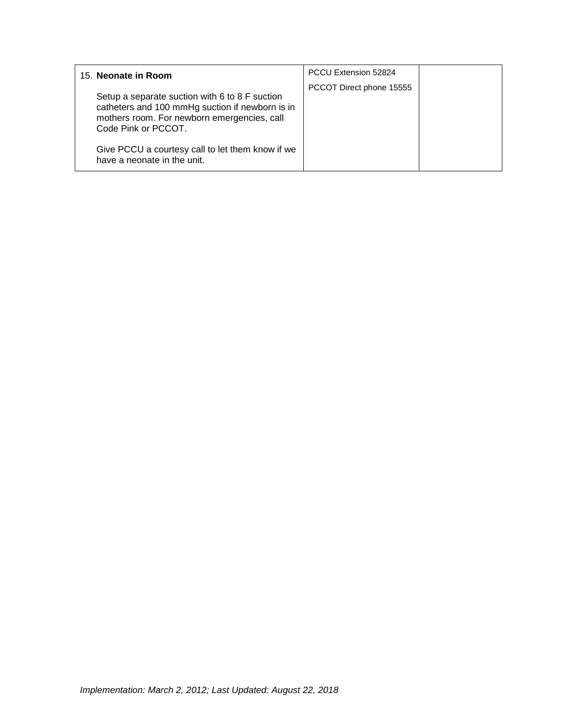| | | |
|---|---|---|
| 15. **Neonate in Room**<br><br>Setup a separate suction with 6 to 8 F suction catheters and 100 mmHg suction if newborn is in mothers room. For newborn emergencies, call Code Pink or PCCOT.<br><br>Give PCCU a courtesy call to let them know if we have a neonate in the unit. | PCCU Extension 52824<br><br>PCCOT Direct phone 15555 | |

*Implementation: March 2, 2012; Last Updated: August 22, 2018*